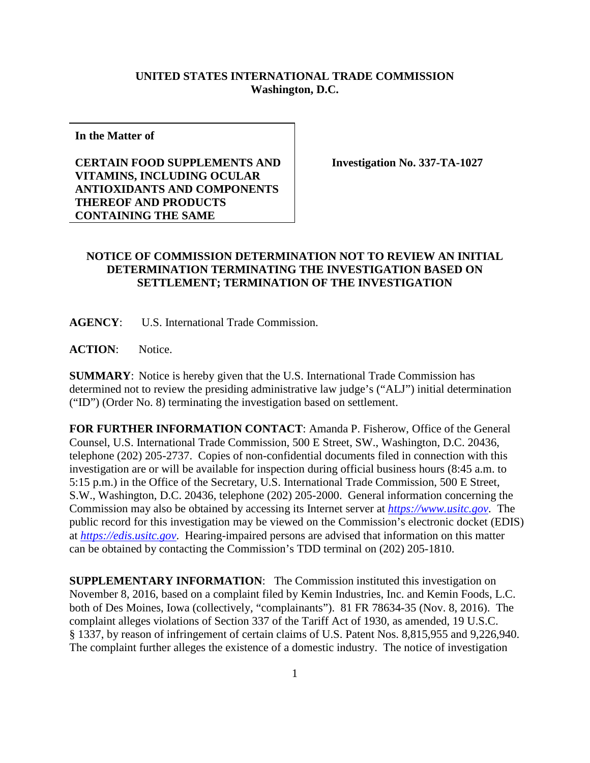**UNITED STATES INTERNATIONAL TRADE COMMISSION**
**Washington, D.C.**

**In the Matter of**

**CERTAIN FOOD SUPPLEMENTS AND VITAMINS, INCLUDING OCULAR ANTIOXIDANTS AND COMPONENTS THEREOF AND PRODUCTS CONTAINING THE SAME**

**Investigation No. 337-TA-1027**

**NOTICE OF COMMISSION DETERMINATION NOT TO REVIEW AN INITIAL DETERMINATION TERMINATING THE INVESTIGATION BASED ON SETTLEMENT; TERMINATION OF THE INVESTIGATION**

**AGENCY**: U.S. International Trade Commission.

**ACTION**: Notice.

**SUMMARY**: Notice is hereby given that the U.S. International Trade Commission has determined not to review the presiding administrative law judge's ("ALJ") initial determination ("ID") (Order No. 8) terminating the investigation based on settlement.

**FOR FURTHER INFORMATION CONTACT**: Amanda P. Fisherow, Office of the General Counsel, U.S. International Trade Commission, 500 E Street, SW., Washington, D.C. 20436, telephone (202) 205-2737. Copies of non-confidential documents filed in connection with this investigation are or will be available for inspection during official business hours (8:45 a.m. to 5:15 p.m.) in the Office of the Secretary, U.S. International Trade Commission, 500 E Street, S.W., Washington, D.C. 20436, telephone (202) 205-2000. General information concerning the Commission may also be obtained by accessing its Internet server at *https://www.usitc.gov*. The public record for this investigation may be viewed on the Commission's electronic docket (EDIS) at *https://edis.usitc.gov*. Hearing-impaired persons are advised that information on this matter can be obtained by contacting the Commission's TDD terminal on (202) 205-1810.

**SUPPLEMENTARY INFORMATION**: The Commission instituted this investigation on November 8, 2016, based on a complaint filed by Kemin Industries, Inc. and Kemin Foods, L.C. both of Des Moines, Iowa (collectively, "complainants"). 81 FR 78634-35 (Nov. 8, 2016). The complaint alleges violations of Section 337 of the Tariff Act of 1930, as amended, 19 U.S.C. § 1337, by reason of infringement of certain claims of U.S. Patent Nos. 8,815,955 and 9,226,940. The complaint further alleges the existence of a domestic industry. The notice of investigation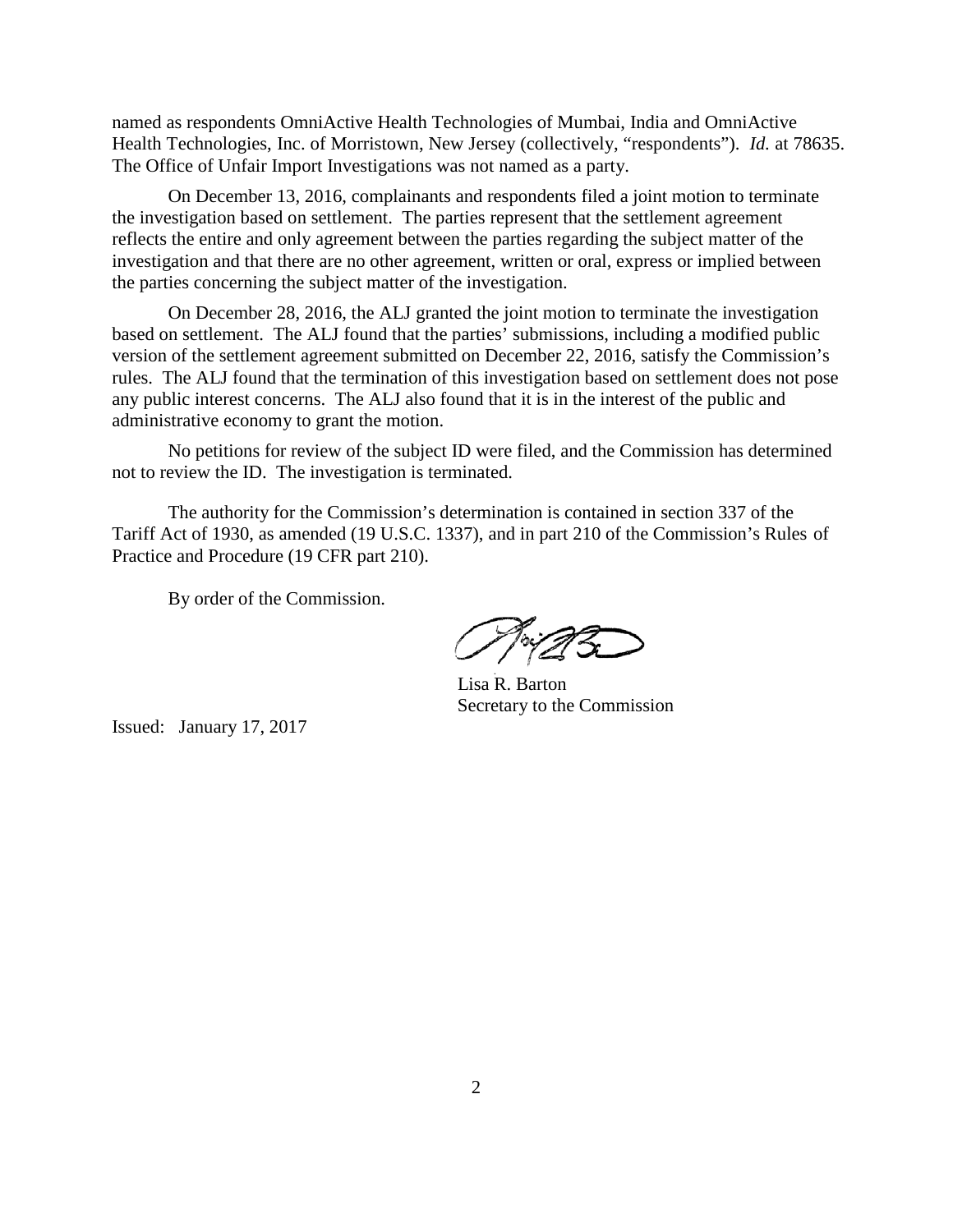named as respondents OmniActive Health Technologies of Mumbai, India and OmniActive Health Technologies, Inc. of Morristown, New Jersey (collectively, "respondents"). *Id.* at 78635. The Office of Unfair Import Investigations was not named as a party.

On December 13, 2016, complainants and respondents filed a joint motion to terminate the investigation based on settlement. The parties represent that the settlement agreement reflects the entire and only agreement between the parties regarding the subject matter of the investigation and that there are no other agreement, written or oral, express or implied between the parties concerning the subject matter of the investigation.

On December 28, 2016, the ALJ granted the joint motion to terminate the investigation based on settlement. The ALJ found that the parties' submissions, including a modified public version of the settlement agreement submitted on December 22, 2016, satisfy the Commission's rules. The ALJ found that the termination of this investigation based on settlement does not pose any public interest concerns. The ALJ also found that it is in the interest of the public and administrative economy to grant the motion.

No petitions for review of the subject ID were filed, and the Commission has determined not to review the ID. The investigation is terminated.

The authority for the Commission's determination is contained in section 337 of the Tariff Act of 1930, as amended (19 U.S.C. 1337), and in part 210 of the Commission's Rules of Practice and Procedure (19 CFR part 210).

By order of the Commission.

Lisa R. Barton
Secretary to the Commission

Issued: January 17, 2017